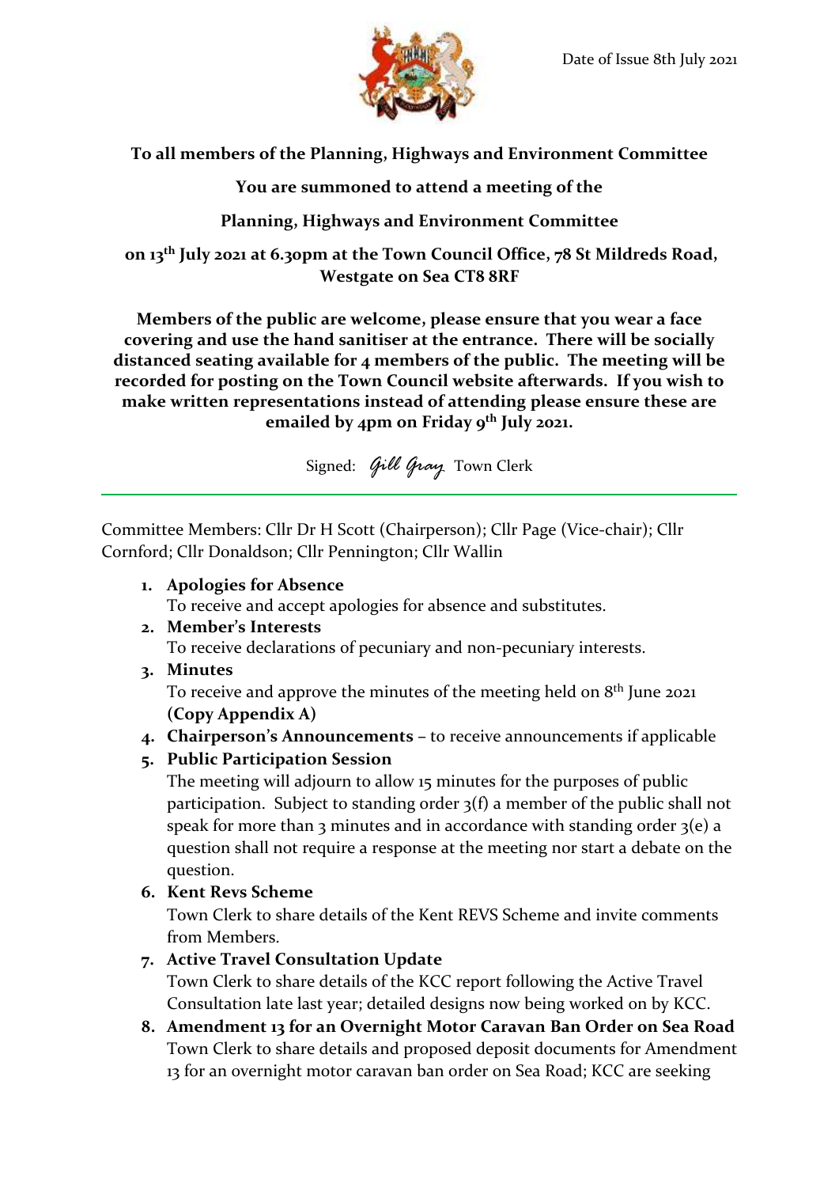Date of Issue 8th July 2021

**To all members of the Planning, Highways and Environment Committee**

**You are summoned to attend a meeting of the**

**Planning, Highways and Environment Committee**

**on 13th July 2021 at 6.30pm at the Town Council Office, 78 St Mildreds Road, Westgate on Sea CT8 8RF**

**Members of the public are welcome, please ensure that you wear a face covering and use the hand sanitiser at the entrance. There will be socially distanced seating available for 4 members of the public. The meeting will be recorded for posting on the Town Council website afterwards. If you wish to make written representations instead of attending please ensure these are emailed by 4pm on Friday 9th July 2021.**

Signed: *Gill Gray* Town Clerk

---

Committee Members: Cllr Dr H Scott (Chairperson); Cllr Page (Vice-chair); Cllr Cornford; Cllr Donaldson; Cllr Pennington; Cllr Wallin

1. **Apologies for Absence**
   To receive and accept apologies for absence and substitutes.
2. **Member's Interests**
   To receive declarations of pecuniary and non-pecuniary interests.
3. **Minutes**
   To receive and approve the minutes of the meeting held on 8th June 2021 **(Copy Appendix A)**
4. **Chairperson's Announcements** – to receive announcements if applicable
5. **Public Participation Session**
   The meeting will adjourn to allow 15 minutes for the purposes of public participation. Subject to standing order 3(f) a member of the public shall not speak for more than 3 minutes and in accordance with standing order 3(e) a question shall not require a response at the meeting nor start a debate on the question.
6. **Kent Revs Scheme**
   Town Clerk to share details of the Kent REVS Scheme and invite comments from Members.
7. **Active Travel Consultation Update**
   Town Clerk to share details of the KCC report following the Active Travel Consultation late last year; detailed designs now being worked on by KCC.
8. **Amendment 13 for an Overnight Motor Caravan Ban Order on Sea Road**
   Town Clerk to share details and proposed deposit documents for Amendment 13 for an overnight motor caravan ban order on Sea Road; KCC are seeking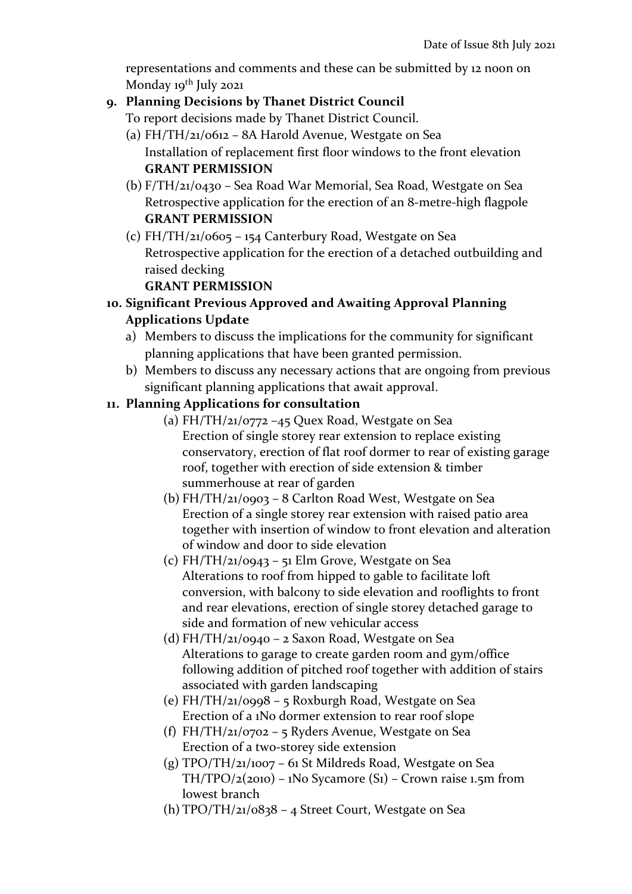representations and comments and these can be submitted by 12 noon on Monday 19th July 2021

9. **Planning Decisions by Thanet District Council**

   To report decisions made by Thanet District Council.

   (a) FH/TH/21/0612 – 8A Harold Avenue, Westgate on Sea
   Installation of replacement first floor windows to the front elevation
   **GRANT PERMISSION**

   (b) F/TH/21/0430 – Sea Road War Memorial, Sea Road, Westgate on Sea
   Retrospective application for the erection of an 8-metre-high flagpole
   **GRANT PERMISSION**

   (c) FH/TH/21/0605 – 154 Canterbury Road, Westgate on Sea
   Retrospective application for the erection of a detached outbuilding and raised decking
   **GRANT PERMISSION**

10. **Significant Previous Approved and Awaiting Approval Planning Applications Update**

    a) Members to discuss the implications for the community for significant planning applications that have been granted permission.

    b) Members to discuss any necessary actions that are ongoing from previous significant planning applications that await approval.

11. **Planning Applications for consultation**

    (a) FH/TH/21/0772 –45 Quex Road, Westgate on Sea
    Erection of single storey rear extension to replace existing conservatory, erection of flat roof dormer to rear of existing garage roof, together with erection of side extension & timber summerhouse at rear of garden

    (b) FH/TH/21/0903 – 8 Carlton Road West, Westgate on Sea
    Erection of a single storey rear extension with raised patio area together with insertion of window to front elevation and alteration of window and door to side elevation

    (c) FH/TH/21/0943 – 51 Elm Grove, Westgate on Sea
    Alterations to roof from hipped to gable to facilitate loft conversion, with balcony to side elevation and rooflights to front and rear elevations, erection of single storey detached garage to side and formation of new vehicular access

    (d) FH/TH/21/0940 – 2 Saxon Road, Westgate on Sea
    Alterations to garage to create garden room and gym/office following addition of pitched roof together with addition of stairs associated with garden landscaping

    (e) FH/TH/21/0998 – 5 Roxburgh Road, Westgate on Sea
    Erection of a 1No dormer extension to rear roof slope

    (f) FH/TH/21/0702 – 5 Ryders Avenue, Westgate on Sea
    Erection of a two-storey side extension

    (g) TPO/TH/21/1007 – 61 St Mildreds Road, Westgate on Sea
    TH/TPO/2(2010) – 1No Sycamore (S1) – Crown raise 1.5m from lowest branch

    (h) TPO/TH/21/0838 – 4 Street Court, Westgate on Sea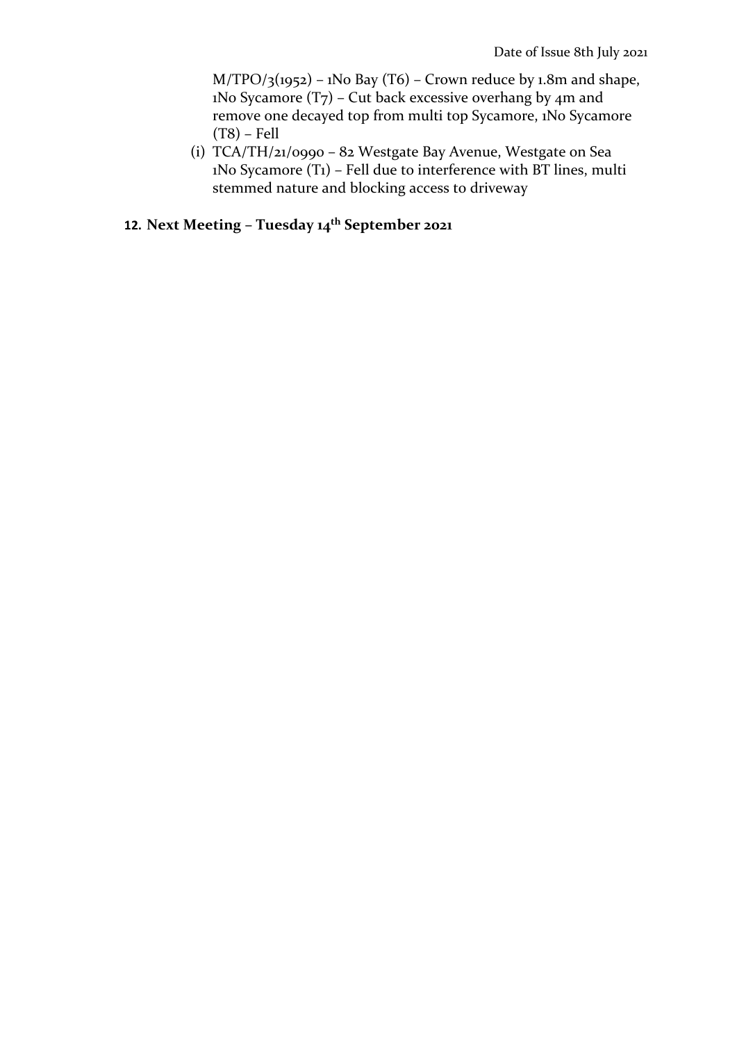Date of Issue 8th July 2021

M/TPO/3(1952) – 1No Bay (T6) – Crown reduce by 1.8m and shape, 1No Sycamore (T7) – Cut back excessive overhang by 4m and remove one decayed top from multi top Sycamore, 1No Sycamore (T8) – Fell

(i) TCA/TH/21/0990 – 82 Westgate Bay Avenue, Westgate on Sea 1No Sycamore (T1) – Fell due to interference with BT lines, multi stemmed nature and blocking access to driveway

**12. Next Meeting – Tuesday 14th September 2021**